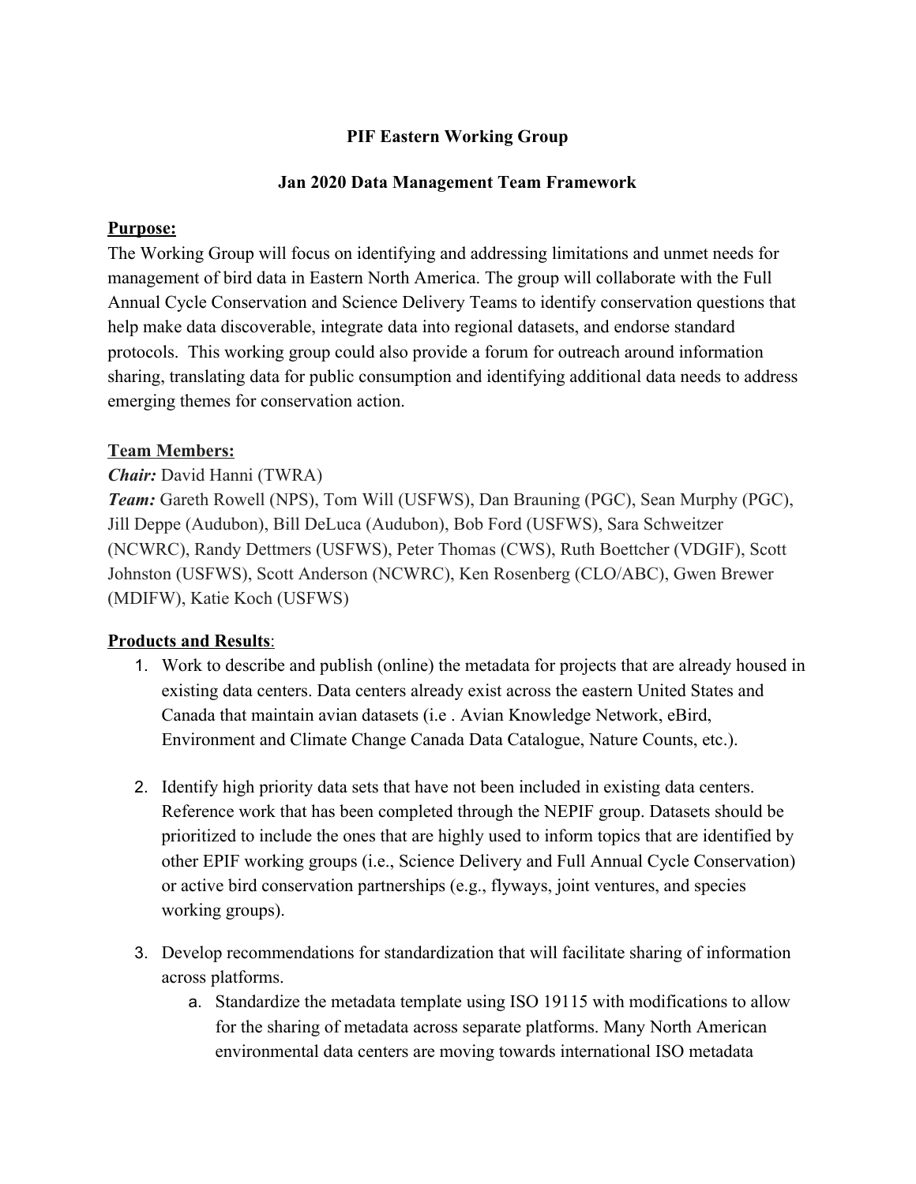**PIF Eastern Working Group**

**Jan 2020 Data Management Team Framework**

**Purpose:**

The Working Group will focus on identifying and addressing limitations and unmet needs for management of bird data in Eastern North America. The group will collaborate with the Full Annual Cycle Conservation and Science Delivery Teams to identify conservation questions that help make data discoverable, integrate data into regional datasets, and endorse standard protocols. This working group could also provide a forum for outreach around information sharing, translating data for public consumption and identifying additional data needs to address emerging themes for conservation action.

**Team Members:**

***Chair:*** David Hanni (TWRA)

***Team:*** Gareth Rowell (NPS), Tom Will (USFWS), Dan Brauning (PGC), Sean Murphy (PGC), Jill Deppe (Audubon), Bill DeLuca (Audubon), Bob Ford (USFWS), Sara Schweitzer (NCWRC), Randy Dettmers (USFWS), Peter Thomas (CWS), Ruth Boettcher (VDGIF), Scott Johnston (USFWS), Scott Anderson (NCWRC), Ken Rosenberg (CLO/ABC), Gwen Brewer (MDIFW), Katie Koch (USFWS)

**Products and Results**:

1. Work to describe and publish (online) the metadata for projects that are already housed in existing data centers. Data centers already exist across the eastern United States and Canada that maintain avian datasets (i.e . Avian Knowledge Network, eBird, Environment and Climate Change Canada Data Catalogue, Nature Counts, etc.).

2. Identify high priority data sets that have not been included in existing data centers. Reference work that has been completed through the NEPIF group. Datasets should be prioritized to include the ones that are highly used to inform topics that are identified by other EPIF working groups (i.e., Science Delivery and Full Annual Cycle Conservation) or active bird conservation partnerships (e.g., flyways, joint ventures, and species working groups).

3. Develop recommendations for standardization that will facilitate sharing of information across platforms.
    a. Standardize the metadata template using ISO 19115 with modifications to allow for the sharing of metadata across separate platforms. Many North American environmental data centers are moving towards international ISO metadata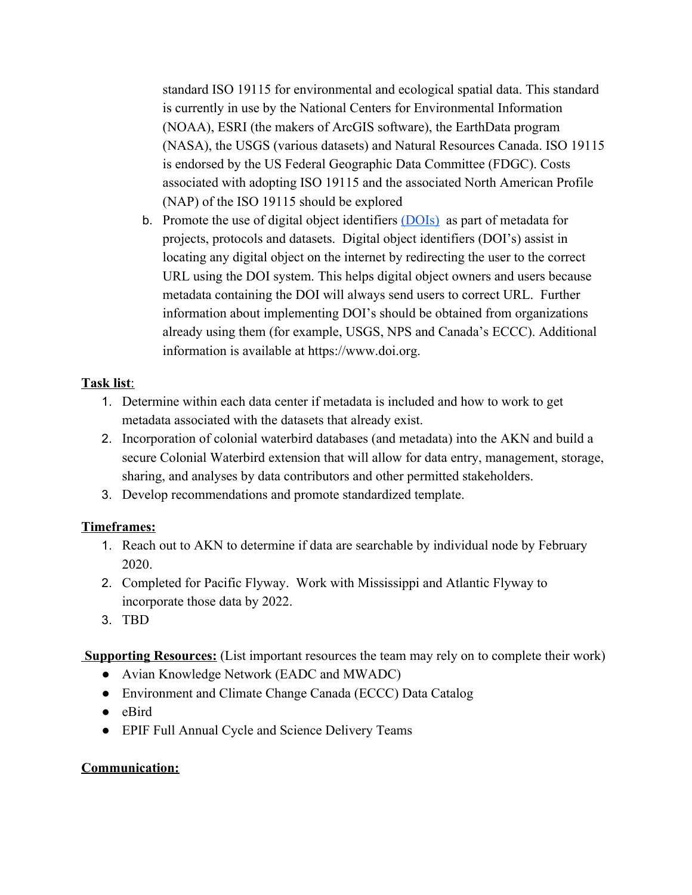standard ISO 19115 for environmental and ecological spatial data. This standard is currently in use by the National Centers for Environmental Information (NOAA), ESRI (the makers of ArcGIS software), the EarthData program (NASA), the USGS (various datasets) and Natural Resources Canada. ISO 19115 is endorsed by the US Federal Geographic Data Committee (FDGC). Costs associated with adopting ISO 19115 and the associated North American Profile (NAP) of the ISO 19115 should be explored

b. Promote the use of digital object identifiers [(DOIs)](https://www.doi.org) as part of metadata for projects, protocols and datasets. Digital object identifiers (DOI's) assist in locating any digital object on the internet by redirecting the user to the correct URL using the DOI system. This helps digital object owners and users because metadata containing the DOI will always send users to correct URL. Further information about implementing DOI's should be obtained from organizations already using them (for example, USGS, NPS and Canada's ECCC). Additional information is available at https://www.doi.org.

**Task list**:

1. Determine within each data center if metadata is included and how to work to get metadata associated with the datasets that already exist.
2. Incorporation of colonial waterbird databases (and metadata) into the AKN and build a secure Colonial Waterbird extension that will allow for data entry, management, storage, sharing, and analyses by data contributors and other permitted stakeholders.
3. Develop recommendations and promote standardized template.

**Timeframes:**

1. Reach out to AKN to determine if data are searchable by individual node by February 2020.
2. Completed for Pacific Flyway. Work with Mississippi and Atlantic Flyway to incorporate those data by 2022.
3. TBD

**Supporting Resources:** (List important resources the team may rely on to complete their work)

- Avian Knowledge Network (EADC and MWADC)
- Environment and Climate Change Canada (ECCC) Data Catalog
- eBird
- EPIF Full Annual Cycle and Science Delivery Teams

**Communication:**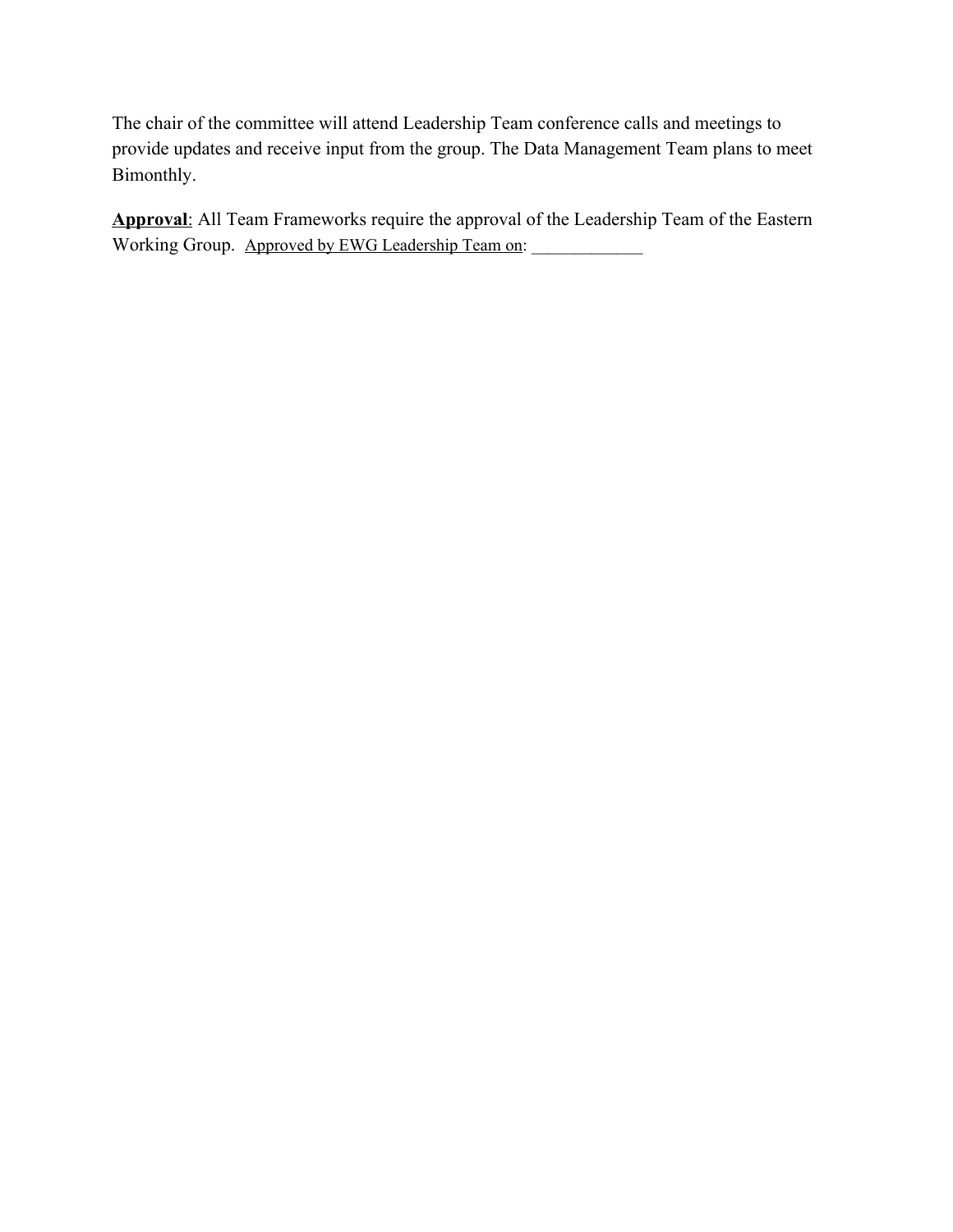The chair of the committee will attend Leadership Team conference calls and meetings to provide updates and receive input from the group. The Data Management Team plans to meet Bimonthly.

**Approval**: All Team Frameworks require the approval of the Leadership Team of the Eastern Working Group. Approved by EWG Leadership Team on: _____________